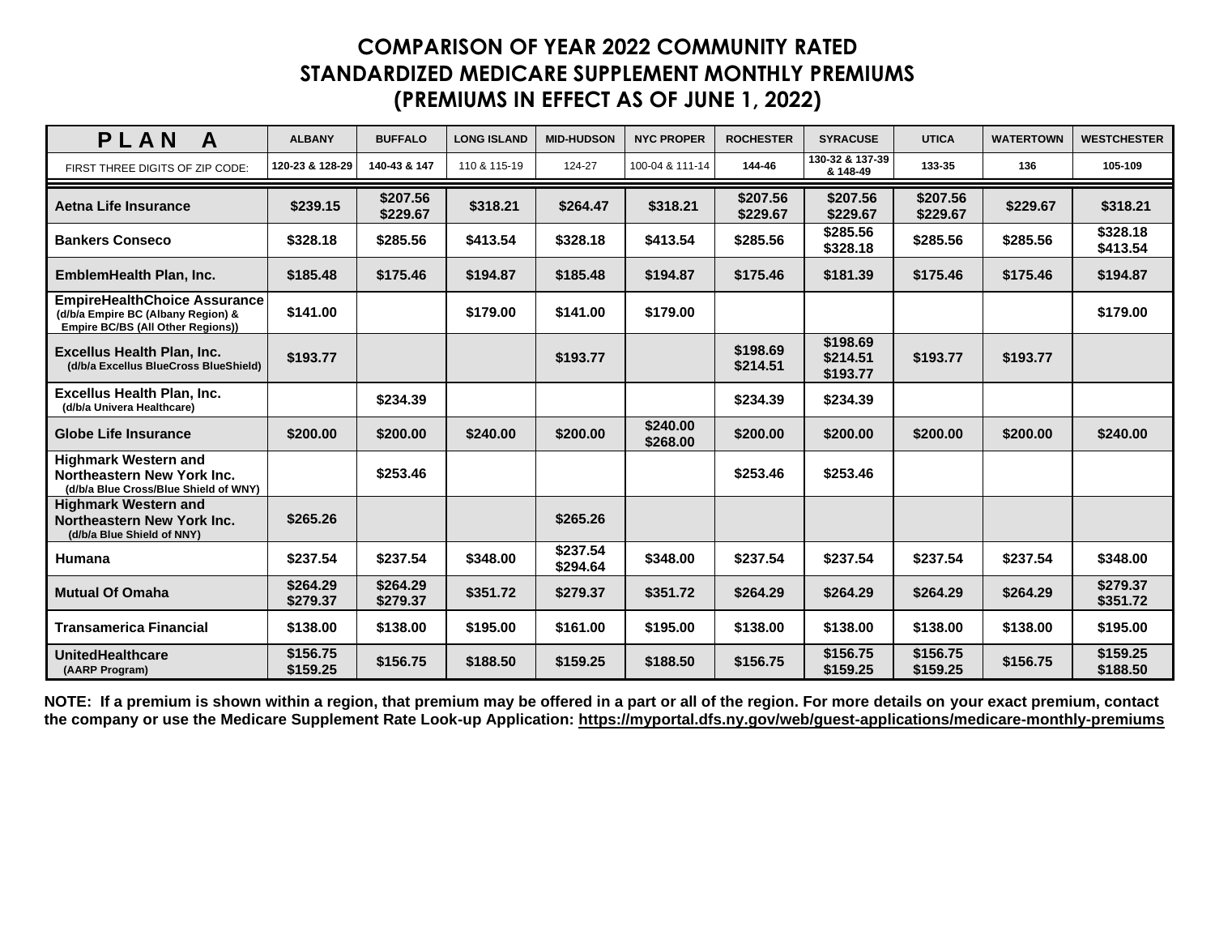# COMPARISON OF YEAR 2022 COMMUNITY RATED STANDARDIZED MEDICARE SUPPLEMENT MONTHLY PREMIUMS (PREMIUMS IN EFFECT AS OF JUNE 1, 2022)

| PLAN A | ALBANY | BUFFALO | LONG ISLAND | MID-HUDSON | NYC PROPER | ROCHESTER | SYRACUSE | UTICA | WATERTOWN | WESTCHESTER |
|---|---|---|---|---|---|---|---|---|---|---|
| FIRST THREE DIGITS OF ZIP CODE: | 120-23 & 128-29 | 140-43 & 147 | 110 & 115-19 | 124-27 | 100-04 & 111-14 | 144-46 | 130-32 & 137-39 & 148-49 | 133-35 | 136 | 105-109 |
| **Aetna Life Insurance** | $239.15 | $207.56 $229.67 | $318.21 | $264.47 | $318.21 | $207.56 $229.67 | $207.56 $229.67 | $207.56 $229.67 | $229.67 | $318.21 |
| **Bankers Conseco** | $328.18 | $285.56 | $413.54 | $328.18 | $413.54 | $285.56 | $285.56 $328.18 | $285.56 | $285.56 | $328.18 $413.54 |
| **EmblemHealth Plan, Inc.** | $185.48 | $175.46 | $194.87 | $185.48 | $194.87 | $175.46 | $181.39 | $175.46 | $175.46 | $194.87 |
| **EmpireHealthChoice Assurance** (d/b/a Empire BC (Albany Region) & Empire BC/BS (All Other Regions)) | $141.00 | | $179.00 | $141.00 | $179.00 | | | | | $179.00 |
| **Excellus Health Plan, Inc.** (d/b/a Excellus BlueCross BlueShield) | $193.77 | | | $193.77 | | $198.69 $214.51 | $198.69 $214.51 $193.77 | $193.77 | $193.77 | |
| **Excellus Health Plan, Inc.** (d/b/a Univera Healthcare) | | $234.39 | | | | $234.39 | $234.39 | | | |
| **Globe Life Insurance** | $200.00 | $200.00 | $240.00 | $200.00 | $240.00 $268.00 | $200.00 | $200.00 | $200.00 | $200.00 | $240.00 |
| **Highmark Western and Northeastern New York Inc.** (d/b/a Blue Cross/Blue Shield of WNY) | | $253.46 | | | | $253.46 | $253.46 | | | |
| **Highmark Western and Northeastern New York Inc.** (d/b/a Blue Shield of NNY) | $265.26 | | | $265.26 | | | | | | |
| **Humana** | $237.54 | $237.54 | $348.00 | $237.54 $294.64 | $348.00 | $237.54 | $237.54 | $237.54 | $237.54 | $348.00 |
| **Mutual Of Omaha** | $264.29 $279.37 | $264.29 $279.37 | $351.72 | $279.37 | $351.72 | $264.29 | $264.29 | $264.29 | $264.29 | $279.37 $351.72 |
| **Transamerica Financial** | $138.00 | $138.00 | $195.00 | $161.00 | $195.00 | $138.00 | $138.00 | $138.00 | $138.00 | $195.00 |
| **UnitedHealthcare** (AARP Program) | $156.75 $159.25 | $156.75 | $188.50 | $159.25 | $188.50 | $156.75 | $156.75 $159.25 | $156.75 $159.25 | $156.75 | $159.25 $188.50 |

**NOTE: If a premium is shown within a region, that premium may be offered in a part or all of the region. For more details on your exact premium, contact the company or use the Medicare Supplement Rate Look-up Application: https://myportal.dfs.ny.gov/web/guest-applications/medicare-monthly-premiums**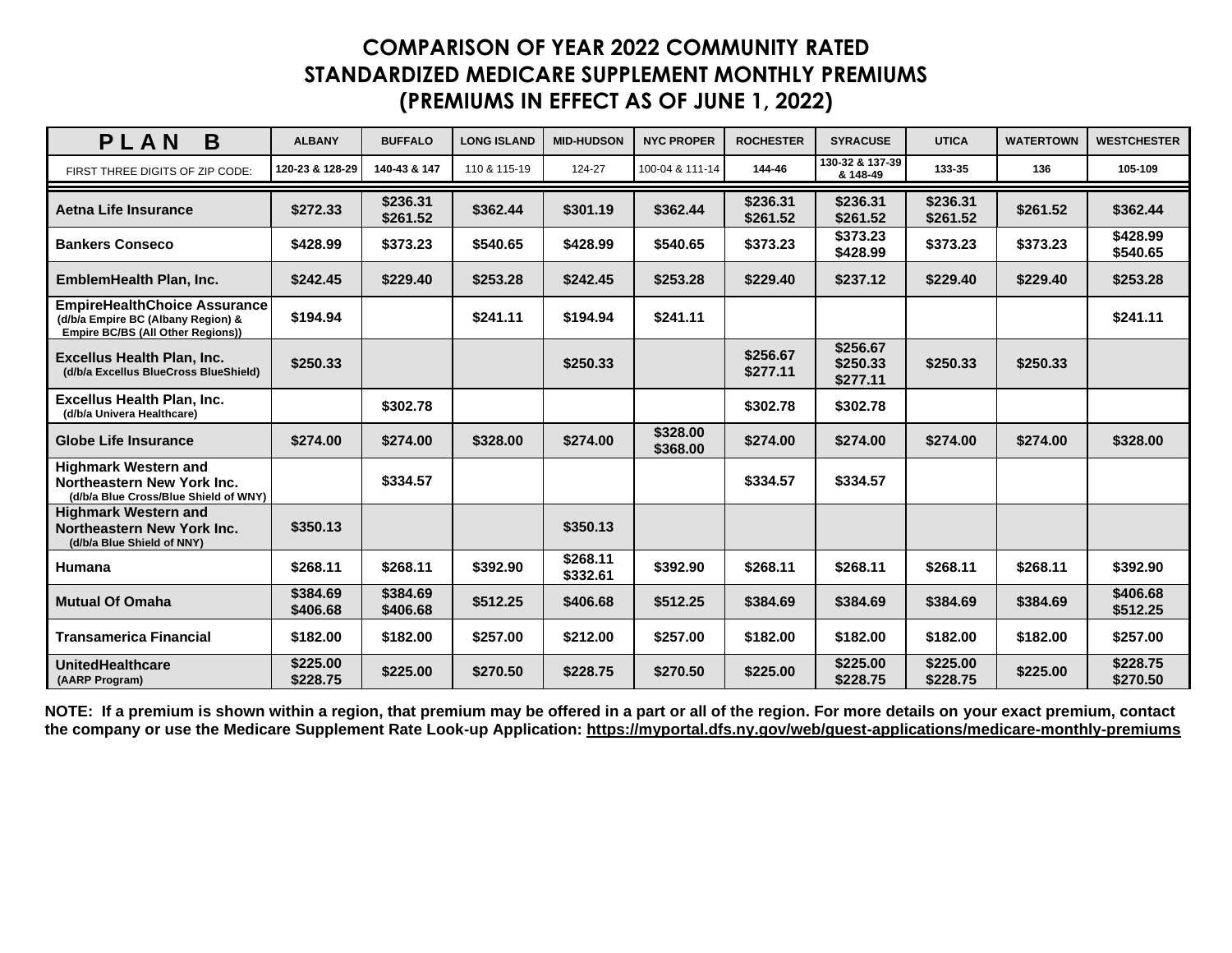# COMPARISON OF YEAR 2022 COMMUNITY RATED STANDARDIZED MEDICARE SUPPLEMENT MONTHLY PREMIUMS (PREMIUMS IN EFFECT AS OF JUNE 1, 2022)

| PLAN B | ALBANY | BUFFALO | LONG ISLAND | MID-HUDSON | NYC PROPER | ROCHESTER | SYRACUSE | UTICA | WATERTOWN | WESTCHESTER |
|---|---|---|---|---|---|---|---|---|---|---|
| FIRST THREE DIGITS OF ZIP CODE: | 120-23 & 128-29 | 140-43 & 147 | 110 & 115-19 | 124-27 | 100-04 & 111-14 | 144-46 | 130-32 & 137-39 & 148-49 | 133-35 | 136 | 105-109 |
| **Aetna Life Insurance** | $272.33 | $236.31 $261.52 | $362.44 | $301.19 | $362.44 | $236.31 $261.52 | $236.31 $261.52 | $236.31 $261.52 | $261.52 | $362.44 |
| **Bankers Conseco** | $428.99 | $373.23 | $540.65 | $428.99 | $540.65 | $373.23 | $373.23 $428.99 | $373.23 | $373.23 | $428.99 $540.65 |
| **EmblemHealth Plan, Inc.** | $242.45 | $229.40 | $253.28 | $242.45 | $253.28 | $229.40 | $237.12 | $229.40 | $229.40 | $253.28 |
| **EmpireHealthChoice Assurance** (d/b/a Empire BC (Albany Region) & Empire BC/BS (All Other Regions)) | $194.94 | | $241.11 | $194.94 | $241.11 | | | | | $241.11 |
| **Excellus Health Plan, Inc.** (d/b/a Excellus BlueCross BlueShield) | $250.33 | | | $250.33 | | $256.67 $277.11 | $256.67 $250.33 $277.11 | $250.33 | $250.33 | |
| **Excellus Health Plan, Inc.** (d/b/a Univera Healthcare) | | $302.78 | | | | $302.78 | $302.78 | | | |
| **Globe Life Insurance** | $274.00 | $274.00 | $328.00 | $274.00 | $328.00 $368.00 | $274.00 | $274.00 | $274.00 | $274.00 | $328.00 |
| **Highmark Western and Northeastern New York Inc.** (d/b/a Blue Cross/Blue Shield of WNY) | | $334.57 | | | | $334.57 | $334.57 | | | |
| **Highmark Western and Northeastern New York Inc.** (d/b/a Blue Shield of NNY) | $350.13 | | | $350.13 | | | | | | |
| **Humana** | $268.11 | $268.11 | $392.90 | $268.11 $332.61 | $392.90 | $268.11 | $268.11 | $268.11 | $268.11 | $392.90 |
| **Mutual Of Omaha** | $384.69 $406.68 | $384.69 $406.68 | $512.25 | $406.68 | $512.25 | $384.69 | $384.69 | $384.69 | $384.69 | $406.68 $512.25 |
| **Transamerica Financial** | $182.00 | $182.00 | $257.00 | $212.00 | $257.00 | $182.00 | $182.00 | $182.00 | $182.00 | $257.00 |
| **UnitedHealthcare** (AARP Program) | $225.00 $228.75 | $225.00 | $270.50 | $228.75 | $270.50 | $225.00 | $225.00 $228.75 | $225.00 $228.75 | $225.00 | $228.75 $270.50 |

**NOTE: If a premium is shown within a region, that premium may be offered in a part or all of the region. For more details on your exact premium, contact the company or use the Medicare Supplement Rate Look-up Application: https://myportal.dfs.ny.gov/web/guest-applications/medicare-monthly-premiums**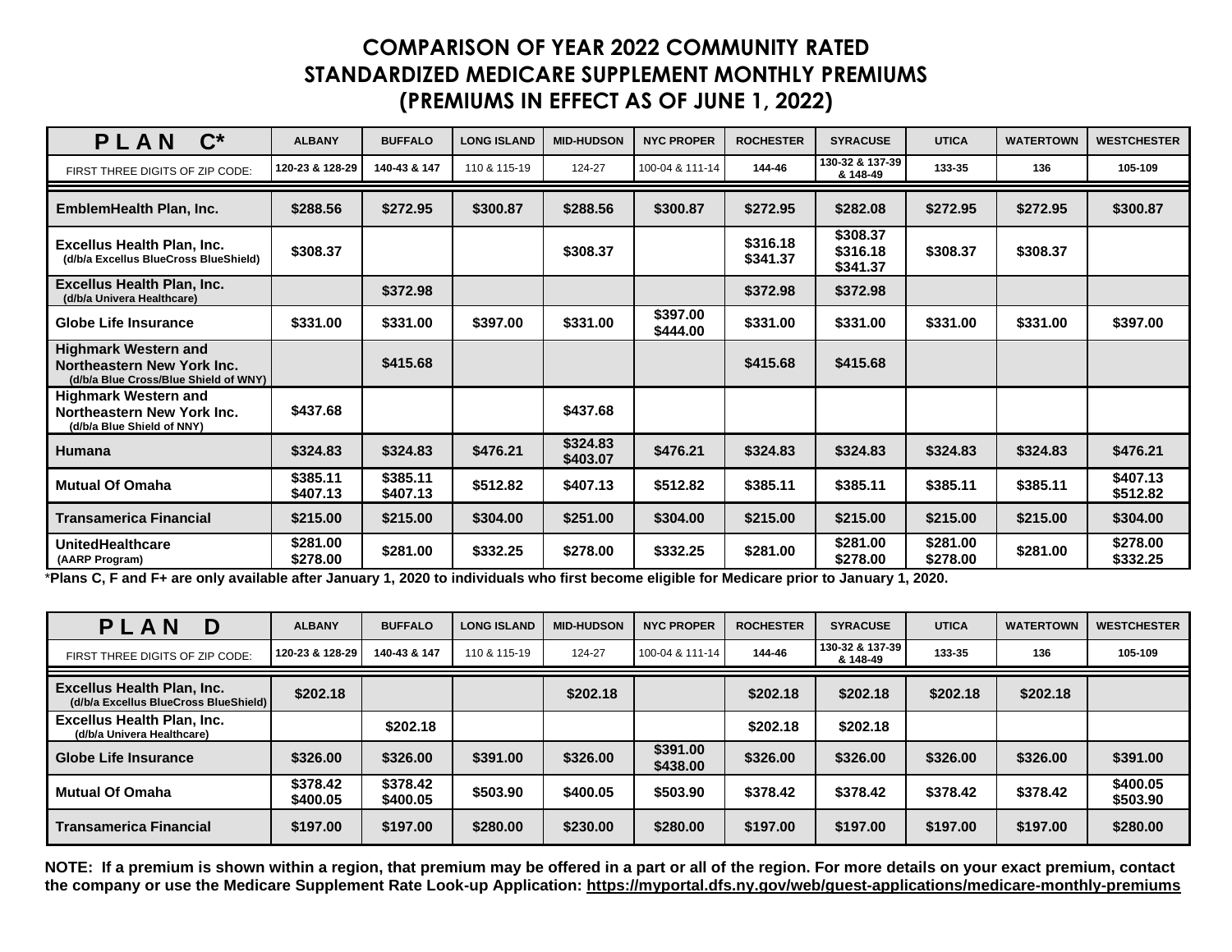# COMPARISON OF YEAR 2022 COMMUNITY RATED STANDARDIZED MEDICARE SUPPLEMENT MONTHLY PREMIUMS (PREMIUMS IN EFFECT AS OF JUNE 1, 2022)

| PLAN C* | ALBANY | BUFFALO | LONG ISLAND | MID-HUDSON | NYC PROPER | ROCHESTER | SYRACUSE | UTICA | WATERTOWN | WESTCHESTER |
|---|---|---|---|---|---|---|---|---|---|---|
| FIRST THREE DIGITS OF ZIP CODE: | 120-23 & 128-29 | 140-43 & 147 | 110 & 115-19 | 124-27 | 100-04 & 111-14 | 144-46 | 130-32 & 137-39 & 148-49 | 133-35 | 136 | 105-109 |
| **EmblemHealth Plan, Inc.** | $288.56 | $272.95 | $300.87 | $288.56 | $300.87 | $272.95 | $282.08 | $272.95 | $272.95 | $300.87 |
| **Excellus Health Plan, Inc.** (d/b/a Excellus BlueCross BlueShield) | $308.37 | | | $308.37 | | $316.18 $341.37 | $308.37 $316.18 $341.37 | $308.37 | $308.37 | |
| **Excellus Health Plan, Inc.** (d/b/a Univera Healthcare) | | $372.98 | | | | $372.98 | $372.98 | | | |
| **Globe Life Insurance** | $331.00 | $331.00 | $397.00 | $331.00 | $397.00 $444.00 | $331.00 | $331.00 | $331.00 | $331.00 | $397.00 |
| **Highmark Western and Northeastern New York Inc.** (d/b/a Blue Cross/Blue Shield of WNY) | | $415.68 | | | | $415.68 | $415.68 | | | |
| **Highmark Western and Northeastern New York Inc.** (d/b/a Blue Shield of NNY) | $437.68 | | | $437.68 | | | | | | |
| **Humana** | $324.83 | $324.83 | $476.21 | $324.83 $403.07 | $476.21 | $324.83 | $324.83 | $324.83 | $324.83 | $476.21 |
| **Mutual Of Omaha** | $385.11 $407.13 | $385.11 $407.13 | $512.82 | $407.13 | $512.82 | $385.11 | $385.11 | $385.11 | $385.11 | $407.13 $512.82 |
| **Transamerica Financial** | $215.00 | $215.00 | $304.00 | $251.00 | $304.00 | $215.00 | $215.00 | $215.00 | $215.00 | $304.00 |
| **UnitedHealthcare** (AARP Program) | $281.00 $278.00 | $281.00 | $332.25 | $278.00 | $332.25 | $281.00 | $281.00 $278.00 | $281.00 $278.00 | $281.00 | $278.00 $332.25 |

***Plans C, F and F+ are only available after January 1, 2020 to individuals who first become eligible for Medicare prior to January 1, 2020.**

| PLAN D | ALBANY | BUFFALO | LONG ISLAND | MID-HUDSON | NYC PROPER | ROCHESTER | SYRACUSE | UTICA | WATERTOWN | WESTCHESTER |
|---|---|---|---|---|---|---|---|---|---|---|
| FIRST THREE DIGITS OF ZIP CODE: | 120-23 & 128-29 | 140-43 & 147 | 110 & 115-19 | 124-27 | 100-04 & 111-14 | 144-46 | 130-32 & 137-39 & 148-49 | 133-35 | 136 | 105-109 |
| **Excellus Health Plan, Inc.** (d/b/a Excellus BlueCross BlueShield) | $202.18 | | | $202.18 | | $202.18 | $202.18 | $202.18 | $202.18 | |
| **Excellus Health Plan, Inc.** (d/b/a Univera Healthcare) | | $202.18 | | | | $202.18 | $202.18 | | | |
| **Globe Life Insurance** | $326.00 | $326.00 | $391.00 | $326.00 | $391.00 $438.00 | $326.00 | $326.00 | $326.00 | $326.00 | $391.00 |
| **Mutual Of Omaha** | $378.42 $400.05 | $378.42 $400.05 | $503.90 | $400.05 | $503.90 | $378.42 | $378.42 | $378.42 | $378.42 | $400.05 $503.90 |
| **Transamerica Financial** | $197.00 | $197.00 | $280.00 | $230.00 | $280.00 | $197.00 | $197.00 | $197.00 | $197.00 | $280.00 |

**NOTE: If a premium is shown within a region, that premium may be offered in a part or all of the region. For more details on your exact premium, contact the company or use the Medicare Supplement Rate Look-up Application: https://myportal.dfs.ny.gov/web/guest-applications/medicare-monthly-premiums**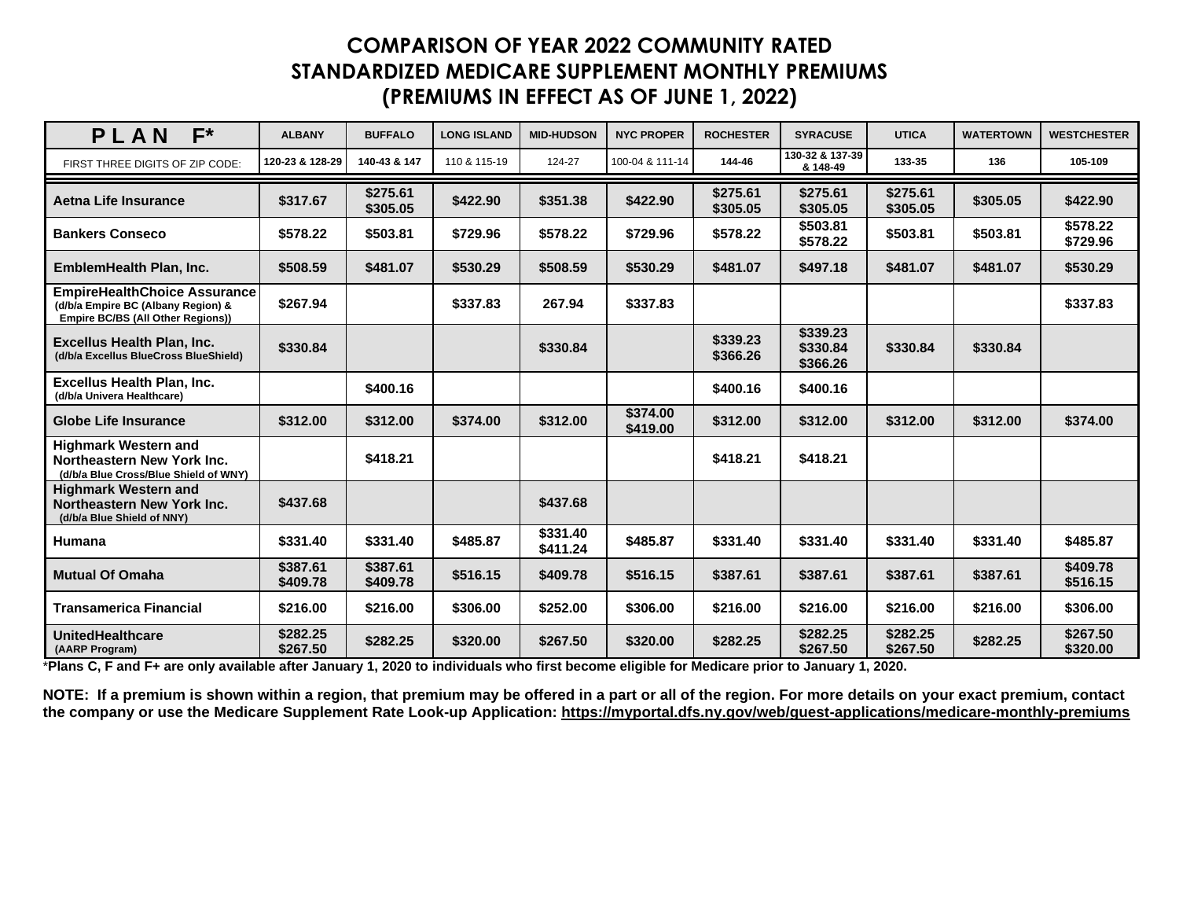# COMPARISON OF YEAR 2022 COMMUNITY RATED STANDARDIZED MEDICARE SUPPLEMENT MONTHLY PREMIUMS (PREMIUMS IN EFFECT AS OF JUNE 1, 2022)

| PLAN F* | ALBANY | BUFFALO | LONG ISLAND | MID-HUDSON | NYC PROPER | ROCHESTER | SYRACUSE | UTICA | WATERTOWN | WESTCHESTER |
|---|---|---|---|---|---|---|---|---|---|---|
| FIRST THREE DIGITS OF ZIP CODE: | 120-23 & 128-29 | 140-43 & 147 | 110 & 115-19 | 124-27 | 100-04 & 111-14 | 144-46 | 130-32 & 137-39 & 148-49 | 133-35 | 136 | 105-109 |
| **Aetna Life Insurance** | $317.67 | $275.61<br>$305.05 | $422.90 | $351.38 | $422.90 | $275.61<br>$305.05 | $275.61<br>$305.05 | $275.61<br>$305.05 | $305.05 | $422.90 |
| **Bankers Conseco** | $578.22 | $503.81 | $729.96 | $578.22 | $729.96 | $578.22 | $503.81<br>$578.22 | $503.81 | $503.81 | $578.22<br>$729.96 |
| **EmblemHealth Plan, Inc.** | $508.59 | $481.07 | $530.29 | $508.59 | $530.29 | $481.07 | $497.18 | $481.07 | $481.07 | $530.29 |
| **EmpireHealthChoice Assurance** (d/b/a Empire BC (Albany Region) & Empire BC/BS (All Other Regions)) | $267.94 | | $337.83 | 267.94 | $337.83 | | | | | $337.83 |
| **Excellus Health Plan, Inc.** (d/b/a Excellus BlueCross BlueShield) | $330.84 | | | $330.84 | | $339.23<br>$366.26 | $339.23<br>$330.84<br>$366.26 | $330.84 | $330.84 | |
| **Excellus Health Plan, Inc.** (d/b/a Univera Healthcare) | | $400.16 | | | | $400.16 | $400.16 | | | |
| **Globe Life Insurance** | $312.00 | $312.00 | $374.00 | $312.00 | $374.00<br>$419.00 | $312.00 | $312.00 | $312.00 | $312.00 | $374.00 |
| **Highmark Western and Northeastern New York Inc.** (d/b/a Blue Cross/Blue Shield of WNY) | | $418.21 | | | | $418.21 | $418.21 | | | |
| **Highmark Western and Northeastern New York Inc.** (d/b/a Blue Shield of NNY) | $437.68 | | | $437.68 | | | | | | |
| **Humana** | $331.40 | $331.40 | $485.87 | $331.40<br>$411.24 | $485.87 | $331.40 | $331.40 | $331.40 | $331.40 | $485.87 |
| **Mutual Of Omaha** | $387.61<br>$409.78 | $387.61<br>$409.78 | $516.15 | $409.78 | $516.15 | $387.61 | $387.61 | $387.61 | $387.61 | $409.78<br>$516.15 |
| **Transamerica Financial** | $216.00 | $216.00 | $306.00 | $252.00 | $306.00 | $216.00 | $216.00 | $216.00 | $216.00 | $306.00 |
| **UnitedHealthcare** (AARP Program) | $282.25<br>$267.50 | $282.25 | $320.00 | $267.50 | $320.00 | $282.25 | $282.25<br>$267.50 | $282.25<br>$267.50 | $282.25 | $267.50<br>$320.00 |

***Plans C, F and F+ are only available after January 1, 2020 to individuals who first become eligible for Medicare prior to January 1, 2020.**

**NOTE: If a premium is shown within a region, that premium may be offered in a part or all of the region. For more details on your exact premium, contact the company or use the Medicare Supplement Rate Look-up Application: https://myportal.dfs.ny.gov/web/guest-applications/medicare-monthly-premiums**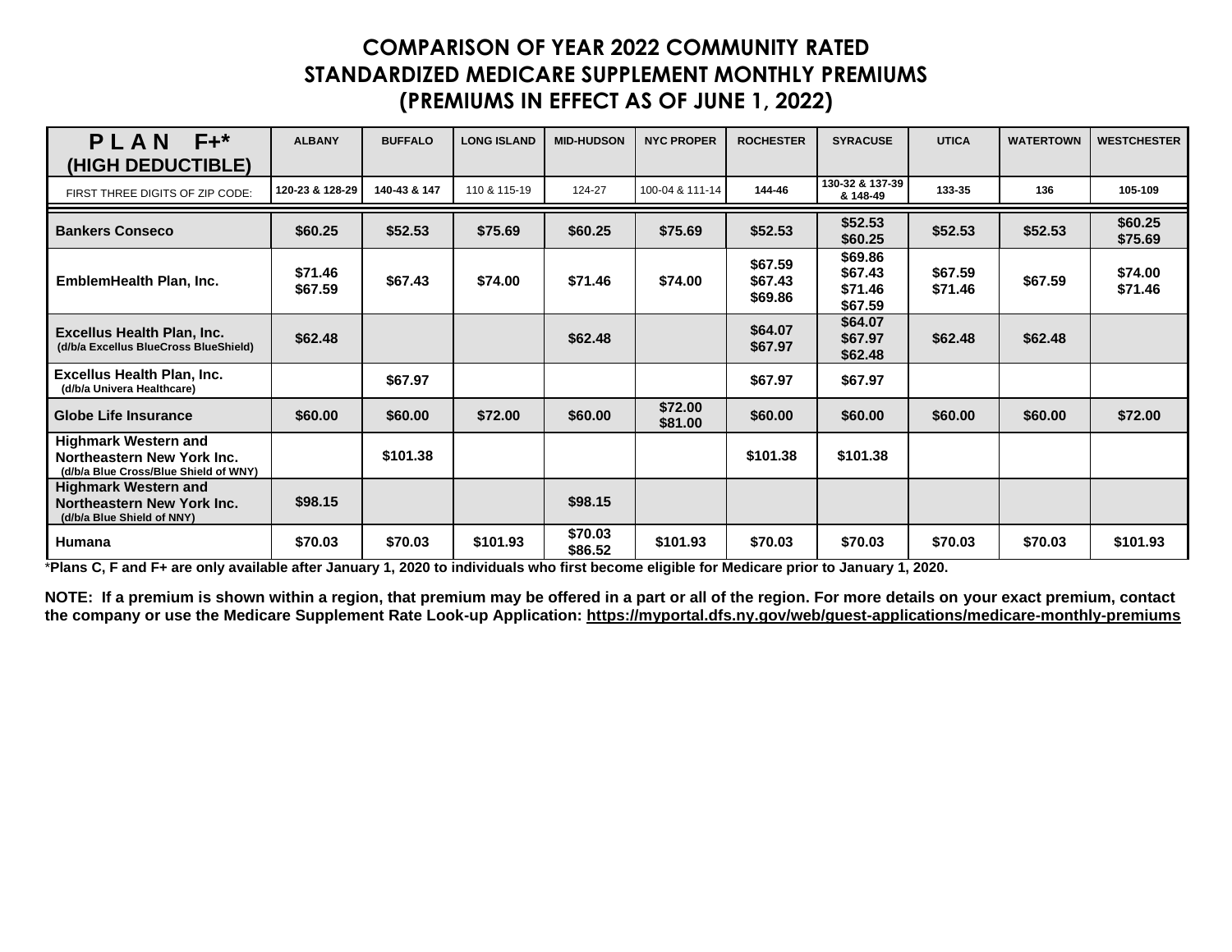# COMPARISON OF YEAR 2022 COMMUNITY RATED STANDARDIZED MEDICARE SUPPLEMENT MONTHLY PREMIUMS (PREMIUMS IN EFFECT AS OF JUNE 1, 2022)

| PLAN F+* (HIGH DEDUCTIBLE) | ALBANY | BUFFALO | LONG ISLAND | MID-HUDSON | NYC PROPER | ROCHESTER | SYRACUSE | UTICA | WATERTOWN | WESTCHESTER |
|---|---|---|---|---|---|---|---|---|---|---|
| FIRST THREE DIGITS OF ZIP CODE: | 120-23 & 128-29 | 140-43 & 147 | 110 & 115-19 | 124-27 | 100-04 & 111-14 | 144-46 | 130-32 & 137-39 & 148-49 | 133-35 | 136 | 105-109 |
| **Bankers Conseco** | $60.25 | $52.53 | $75.69 | $60.25 | $75.69 | $52.53 | $52.53<br>$60.25 | $52.53 | $52.53 | $60.25<br>$75.69 |
| **EmblemHealth Plan, Inc.** | $71.46<br>$67.59 | $67.43 | $74.00 | $71.46 | $74.00 | $67.59<br>$67.43<br>$69.86 | $69.86<br>$67.43<br>$71.46<br>$67.59 | $67.59<br>$71.46 | $67.59 | $74.00<br>$71.46 |
| **Excellus Health Plan, Inc.** (d/b/a Excellus BlueCross BlueShield) | $62.48 | | | $62.48 | | $64.07<br>$67.97 | $64.07<br>$67.97<br>$62.48 | $62.48 | $62.48 | |
| **Excellus Health Plan, Inc.** (d/b/a Univera Healthcare) | | $67.97 | | | | $67.97 | $67.97 | | | |
| **Globe Life Insurance** | $60.00 | $60.00 | $72.00 | $60.00 | $72.00<br>$81.00 | $60.00 | $60.00 | $60.00 | $60.00 | $72.00 |
| **Highmark Western and Northeastern New York Inc.** (d/b/a Blue Cross/Blue Shield of WNY) | | $101.38 | | | | $101.38 | $101.38 | | | |
| **Highmark Western and Northeastern New York Inc.** (d/b/a Blue Shield of NNY) | $98.15 | | | $98.15 | | | | | | |
| **Humana** | $70.03 | $70.03 | $101.93 | $70.03<br>$86.52 | $101.93 | $70.03 | $70.03 | $70.03 | $70.03 | $101.93 |

***Plans C, F and F+ are only available after January 1, 2020 to individuals who first become eligible for Medicare prior to January 1, 2020.**

**NOTE: If a premium is shown within a region, that premium may be offered in a part or all of the region. For more details on your exact premium, contact the company or use the Medicare Supplement Rate Look-up Application: https://myportal.dfs.ny.gov/web/guest-applications/medicare-monthly-premiums**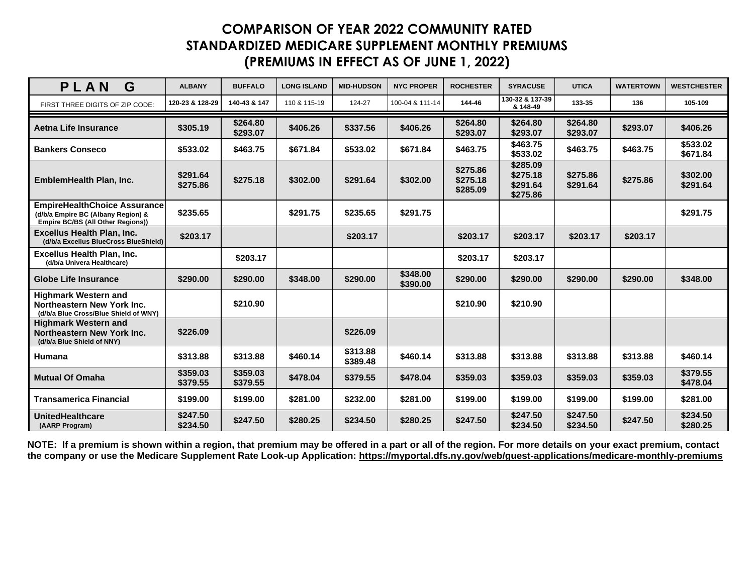# COMPARISON OF YEAR 2022 COMMUNITY RATED STANDARDIZED MEDICARE SUPPLEMENT MONTHLY PREMIUMS (PREMIUMS IN EFFECT AS OF JUNE 1, 2022)

| PLAN G | ALBANY | BUFFALO | LONG ISLAND | MID-HUDSON | NYC PROPER | ROCHESTER | SYRACUSE | UTICA | WATERTOWN | WESTCHESTER |
|---|---|---|---|---|---|---|---|---|---|---|
| FIRST THREE DIGITS OF ZIP CODE: | 120-23 & 128-29 | 140-43 & 147 | 110 & 115-19 | 124-27 | 100-04 & 111-14 | 144-46 | 130-32 & 137-39 & 148-49 | 133-35 | 136 | 105-109 |
| **Aetna Life Insurance** | $305.19 | $264.80<br>$293.07 | $406.26 | $337.56 | $406.26 | $264.80<br>$293.07 | $264.80<br>$293.07 | $264.80<br>$293.07 | $293.07 | $406.26 |
| **Bankers Conseco** | $533.02 | $463.75 | $671.84 | $533.02 | $671.84 | $463.75 | $463.75<br>$533.02 | $463.75 | $463.75 | $533.02<br>$671.84 |
| **EmblemHealth Plan, Inc.** | $291.64<br>$275.86 | $275.18 | $302.00 | $291.64 | $302.00 | $275.86<br>$275.18<br>$285.09 | $285.09<br>$275.18<br>$291.64<br>$275.86 | $275.86<br>$291.64 | $275.86 | $302.00<br>$291.64 |
| **EmpireHealthChoice Assurance** (d/b/a Empire BC (Albany Region) & Empire BC/BS (All Other Regions)) | $235.65 | | $291.75 | $235.65 | $291.75 | | | | | $291.75 |
| **Excellus Health Plan, Inc.** (d/b/a Excellus BlueCross BlueShield) | $203.17 | | | $203.17 | | $203.17 | $203.17 | $203.17 | $203.17 | |
| **Excellus Health Plan, Inc.** (d/b/a Univera Healthcare) | | $203.17 | | | | $203.17 | $203.17 | | | |
| **Globe Life Insurance** | $290.00 | $290.00 | $348.00 | $290.00 | $348.00<br>$390.00 | $290.00 | $290.00 | $290.00 | $290.00 | $348.00 |
| **Highmark Western and Northeastern New York Inc.** (d/b/a Blue Cross/Blue Shield of WNY) | | $210.90 | | | | $210.90 | $210.90 | | | |
| **Highmark Western and Northeastern New York Inc.** (d/b/a Blue Shield of NNY) | $226.09 | | | $226.09 | | | | | | |
| **Humana** | $313.88 | $313.88 | $460.14 | $313.88<br>$389.48 | $460.14 | $313.88 | $313.88 | $313.88 | $313.88 | $460.14 |
| **Mutual Of Omaha** | $359.03<br>$379.55 | $359.03<br>$379.55 | $478.04 | $379.55 | $478.04 | $359.03 | $359.03 | $359.03 | $359.03 | $379.55<br>$478.04 |
| **Transamerica Financial** | $199.00 | $199.00 | $281.00 | $232.00 | $281.00 | $199.00 | $199.00 | $199.00 | $199.00 | $281.00 |
| **UnitedHealthcare** (AARP Program) | $247.50<br>$234.50 | $247.50 | $280.25 | $234.50 | $280.25 | $247.50 | $247.50<br>$234.50 | $247.50<br>$234.50 | $247.50 | $234.50<br>$280.25 |

**NOTE: If a premium is shown within a region, that premium may be offered in a part or all of the region. For more details on your exact premium, contact the company or use the Medicare Supplement Rate Look-up Application: https://myportal.dfs.ny.gov/web/guest-applications/medicare-monthly-premiums**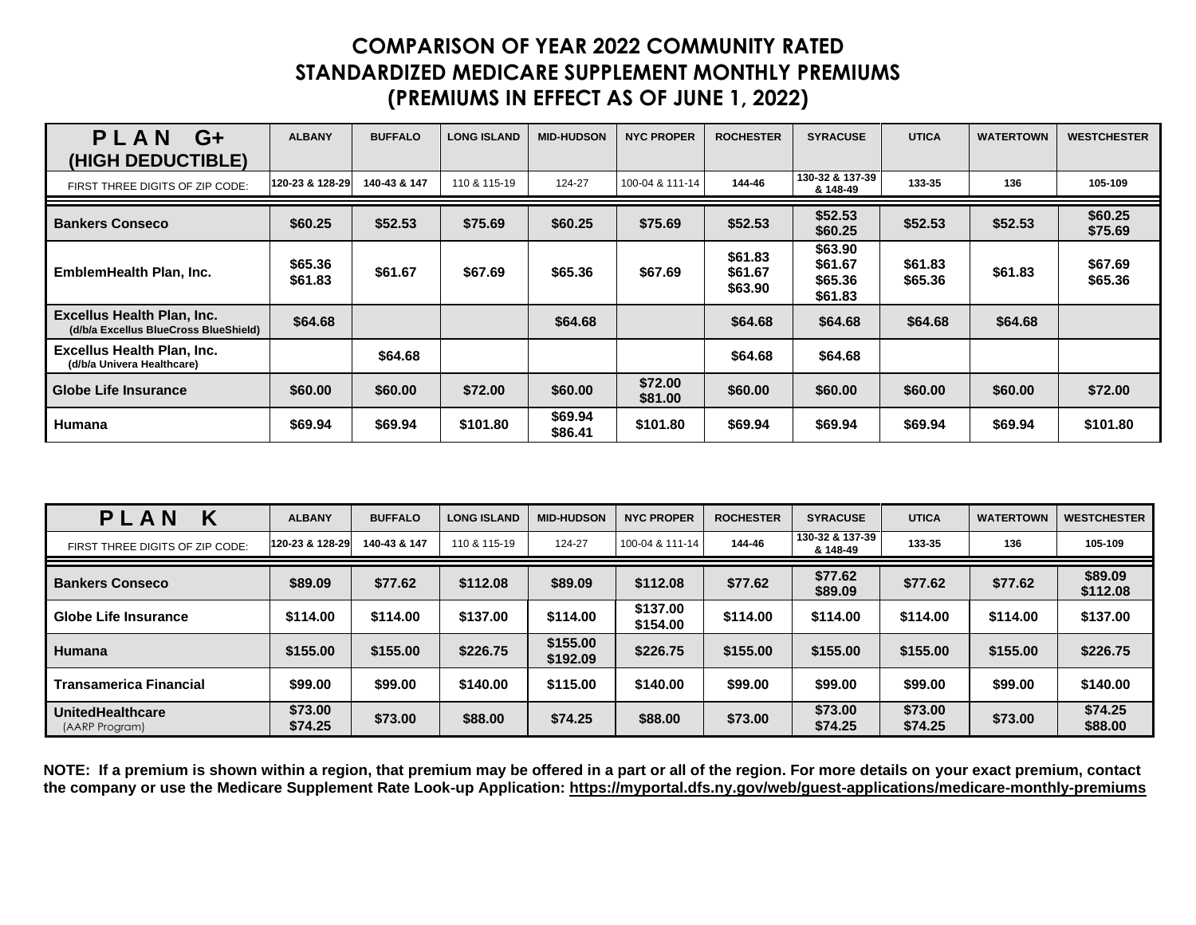# COMPARISON OF YEAR 2022 COMMUNITY RATED STANDARDIZED MEDICARE SUPPLEMENT MONTHLY PREMIUMS (PREMIUMS IN EFFECT AS OF JUNE 1, 2022)

| PLAN G+ (HIGH DEDUCTIBLE) | ALBANY | BUFFALO | LONG ISLAND | MID-HUDSON | NYC PROPER | ROCHESTER | SYRACUSE | UTICA | WATERTOWN | WESTCHESTER |
|---|---|---|---|---|---|---|---|---|---|---|
| FIRST THREE DIGITS OF ZIP CODE: | 120-23 & 128-29 | 140-43 & 147 | 110 & 115-19 | 124-27 | 100-04 & 111-14 | 144-46 | 130-32 & 137-39 & 148-49 | 133-35 | 136 | 105-109 |
| **Bankers Conseco** | $60.25 | $52.53 | $75.69 | $60.25 | $75.69 | $52.53 | $52.53 $60.25 | $52.53 | $52.53 | $60.25 $75.69 |
| **EmblemHealth Plan, Inc.** | $65.36 $61.83 | $61.67 | $67.69 | $65.36 | $67.69 | $61.83 $61.67 $63.90 | $63.90 $61.67 $65.36 $61.83 | $61.83 $65.36 | $61.83 | $67.69 $65.36 |
| **Excellus Health Plan, Inc.** (d/b/a Excellus BlueCross BlueShield) | $64.68 | | | $64.68 | | $64.68 | $64.68 | $64.68 | $64.68 | |
| **Excellus Health Plan, Inc.** (d/b/a Univera Healthcare) | | $64.68 | | | | $64.68 | $64.68 | | | |
| **Globe Life Insurance** | $60.00 | $60.00 | $72.00 | $60.00 | $72.00 $81.00 | $60.00 | $60.00 | $60.00 | $60.00 | $72.00 |
| **Humana** | $69.94 | $69.94 | $101.80 | $69.94 $86.41 | $101.80 | $69.94 | $69.94 | $69.94 | $69.94 | $101.80 |

| PLAN K | ALBANY | BUFFALO | LONG ISLAND | MID-HUDSON | NYC PROPER | ROCHESTER | SYRACUSE | UTICA | WATERTOWN | WESTCHESTER |
|---|---|---|---|---|---|---|---|---|---|---|
| FIRST THREE DIGITS OF ZIP CODE: | 120-23 & 128-29 | 140-43 & 147 | 110 & 115-19 | 124-27 | 100-04 & 111-14 | 144-46 | 130-32 & 137-39 & 148-49 | 133-35 | 136 | 105-109 |
| **Bankers Conseco** | $89.09 | $77.62 | $112.08 | $89.09 | $112.08 | $77.62 | $77.62 $89.09 | $77.62 | $77.62 | $89.09 $112.08 |
| **Globe Life Insurance** | $114.00 | $114.00 | $137.00 | $114.00 | $137.00 $154.00 | $114.00 | $114.00 | $114.00 | $114.00 | $137.00 |
| **Humana** | $155.00 | $155.00 | $226.75 | $155.00 $192.09 | $226.75 | $155.00 | $155.00 | $155.00 | $155.00 | $226.75 |
| **Transamerica Financial** | $99.00 | $99.00 | $140.00 | $115.00 | $140.00 | $99.00 | $99.00 | $99.00 | $99.00 | $140.00 |
| **UnitedHealthcare** (AARP Program) | $73.00 $74.25 | $73.00 | $88.00 | $74.25 | $88.00 | $73.00 | $73.00 $74.25 | $73.00 $74.25 | $73.00 | $74.25 $88.00 |

**NOTE: If a premium is shown within a region, that premium may be offered in a part or all of the region. For more details on your exact premium, contact the company or use the Medicare Supplement Rate Look-up Application: https://myportal.dfs.ny.gov/web/guest-applications/medicare-monthly-premiums**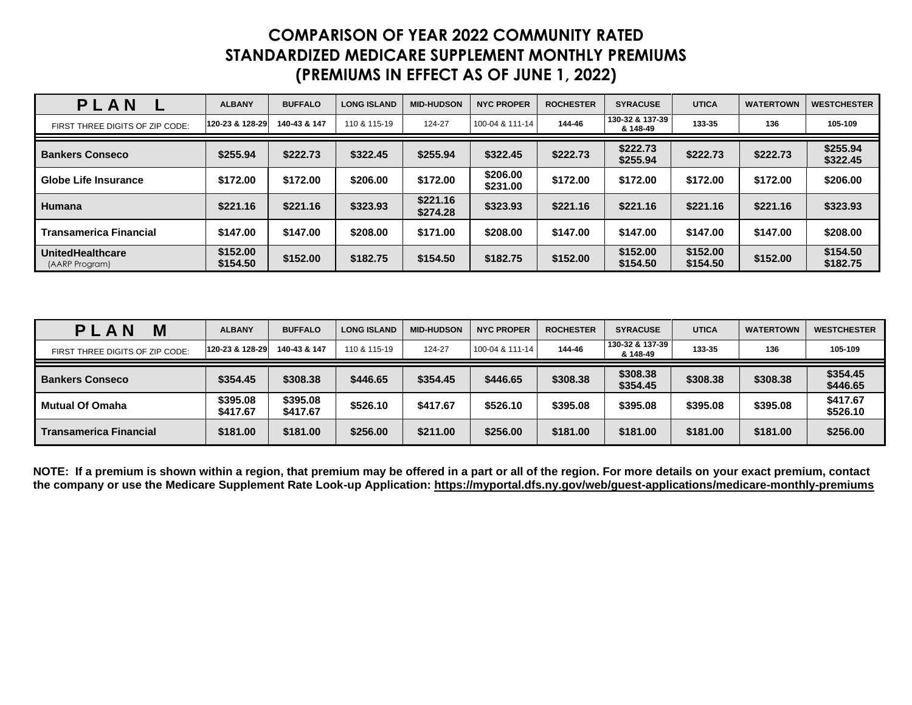# COMPARISON OF YEAR 2022 COMMUNITY RATED STANDARDIZED MEDICARE SUPPLEMENT MONTHLY PREMIUMS (PREMIUMS IN EFFECT AS OF JUNE 1, 2022)

| PLAN L | ALBANY | BUFFALO | LONG ISLAND | MID-HUDSON | NYC PROPER | ROCHESTER | SYRACUSE | UTICA | WATERTOWN | WESTCHESTER |
|---|---|---|---|---|---|---|---|---|---|---|
| FIRST THREE DIGITS OF ZIP CODE: | 120-23 & 128-29 | 140-43 & 147 | 110 & 115-19 | 124-27 | 100-04 & 111-14 | 144-46 | 130-32 & 137-39 & 148-49 | 133-35 | 136 | 105-109 |
| **Bankers Conseco** | $255.94 | $222.73 | $322.45 | $255.94 | $322.45 | $222.73 | $222.73 $255.94 | $222.73 | $222.73 | $255.94 $322.45 |
| **Globe Life Insurance** | $172.00 | $172.00 | $206.00 | $172.00 | $206.00 $231.00 | $172.00 | $172.00 | $172.00 | $172.00 | $206.00 |
| **Humana** | $221.16 | $221.16 | $323.93 | $221.16 $274.28 | $323.93 | $221.16 | $221.16 | $221.16 | $221.16 | $323.93 |
| **Transamerica Financial** | $147.00 | $147.00 | $208.00 | $171.00 | $208.00 | $147.00 | $147.00 | $147.00 | $147.00 | $208.00 |
| **UnitedHealthcare** (AARP Program) | $152.00 $154.50 | $152.00 | $182.75 | $154.50 | $182.75 | $152.00 | $152.00 $154.50 | $152.00 $154.50 | $152.00 | $154.50 $182.75 |

| PLAN M | ALBANY | BUFFALO | LONG ISLAND | MID-HUDSON | NYC PROPER | ROCHESTER | SYRACUSE | UTICA | WATERTOWN | WESTCHESTER |
|---|---|---|---|---|---|---|---|---|---|---|
| FIRST THREE DIGITS OF ZIP CODE: | 120-23 & 128-29 | 140-43 & 147 | 110 & 115-19 | 124-27 | 100-04 & 111-14 | 144-46 | 130-32 & 137-39 & 148-49 | 133-35 | 136 | 105-109 |
| **Bankers Conseco** | $354.45 | $308.38 | $446.65 | $354.45 | $446.65 | $308.38 | $308.38 $354.45 | $308.38 | $308.38 | $354.45 $446.65 |
| **Mutual Of Omaha** | $395.08 $417.67 | $395.08 $417.67 | $526.10 | $417.67 | $526.10 | $395.08 | $395.08 | $395.08 | $395.08 | $417.67 $526.10 |
| **Transamerica Financial** | $181.00 | $181.00 | $256.00 | $211.00 | $256.00 | $181.00 | $181.00 | $181.00 | $181.00 | $256.00 |

**NOTE: If a premium is shown within a region, that premium may be offered in a part or all of the region. For more details on your exact premium, contact the company or use the Medicare Supplement Rate Look-up Application: https://myportal.dfs.ny.gov/web/guest-applications/medicare-monthly-premiums**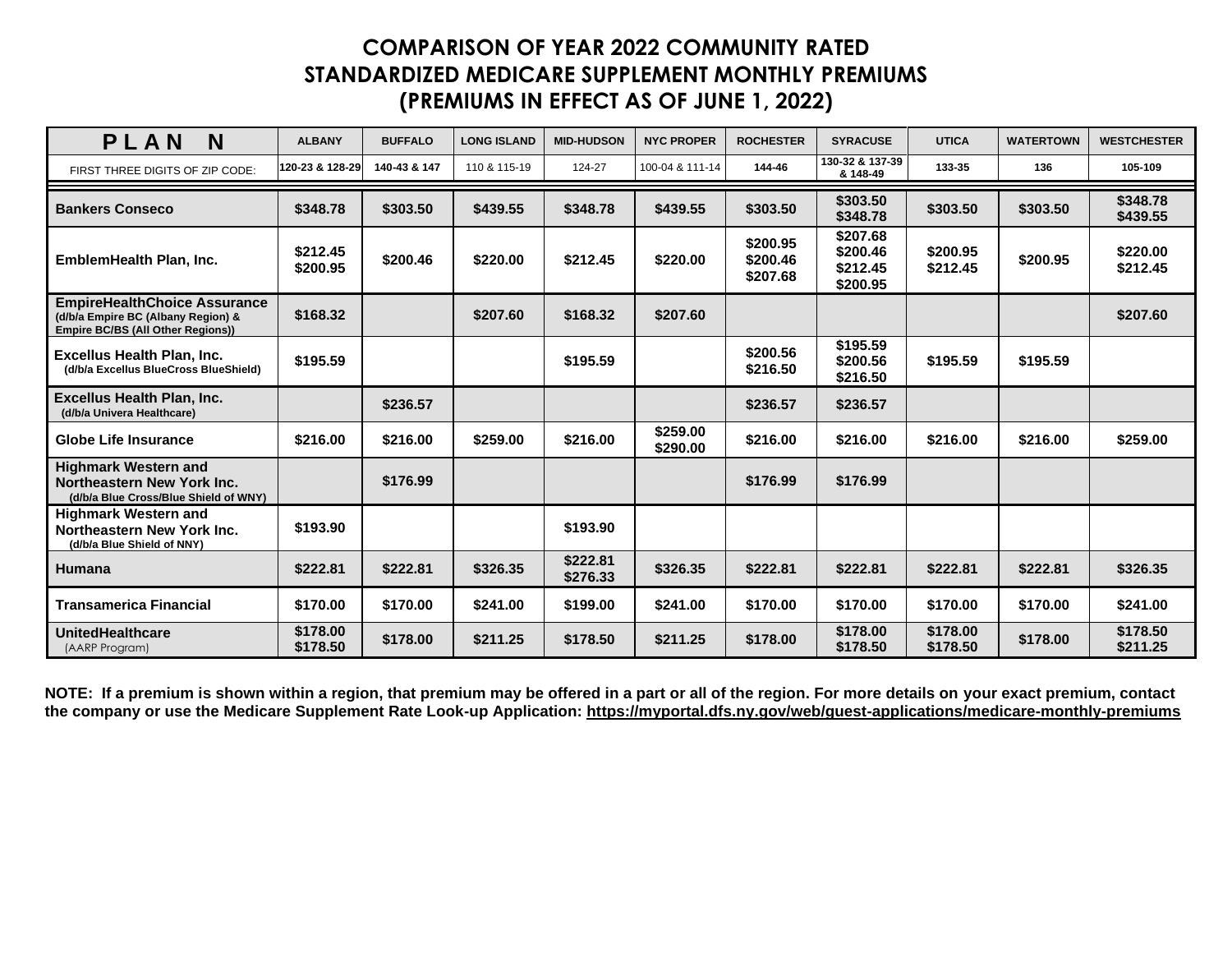# COMPARISON OF YEAR 2022 COMMUNITY RATED STANDARDIZED MEDICARE SUPPLEMENT MONTHLY PREMIUMS (PREMIUMS IN EFFECT AS OF JUNE 1, 2022)

| PLAN N | ALBANY | BUFFALO | LONG ISLAND | MID-HUDSON | NYC PROPER | ROCHESTER | SYRACUSE | UTICA | WATERTOWN | WESTCHESTER |
|---|---|---|---|---|---|---|---|---|---|---|
| FIRST THREE DIGITS OF ZIP CODE: | 120-23 & 128-29 | 140-43 & 147 | 110 & 115-19 | 124-27 | 100-04 & 111-14 | 144-46 | 130-32 & 137-39 & 148-49 | 133-35 | 136 | 105-109 |
| **Bankers Conseco** | $348.78 | $303.50 | $439.55 | $348.78 | $439.55 | $303.50 | $303.50 $348.78 | $303.50 | $303.50 | $348.78 $439.55 |
| **EmblemHealth Plan, Inc.** | $212.45 $200.95 | $200.46 | $220.00 | $212.45 | $220.00 | $200.95 $200.46 $207.68 | $207.68 $200.46 $212.45 $200.95 | $200.95 $212.45 | $200.95 | $220.00 $212.45 |
| **EmpireHealthChoice Assurance** (d/b/a Empire BC (Albany Region) & Empire BC/BS (All Other Regions)) | $168.32 | | $207.60 | $168.32 | $207.60 | | | | | $207.60 |
| **Excellus Health Plan, Inc.** (d/b/a Excellus BlueCross BlueShield) | $195.59 | | | $195.59 | | $200.56 $216.50 | $195.59 $200.56 $216.50 | $195.59 | $195.59 | |
| **Excellus Health Plan, Inc.** (d/b/a Univera Healthcare) | | $236.57 | | | | $236.57 | $236.57 | | | |
| **Globe Life Insurance** | $216.00 | $216.00 | $259.00 | $216.00 | $259.00 $290.00 | $216.00 | $216.00 | $216.00 | $216.00 | $259.00 |
| **Highmark Western and Northeastern New York Inc.** (d/b/a Blue Cross/Blue Shield of WNY) | | $176.99 | | | | $176.99 | $176.99 | | | |
| **Highmark Western and Northeastern New York Inc.** (d/b/a Blue Shield of NNY) | $193.90 | | | $193.90 | | | | | | |
| **Humana** | $222.81 | $222.81 | $326.35 | $222.81 $276.33 | $326.35 | $222.81 | $222.81 | $222.81 | $222.81 | $326.35 |
| **Transamerica Financial** | $170.00 | $170.00 | $241.00 | $199.00 | $241.00 | $170.00 | $170.00 | $170.00 | $170.00 | $241.00 |
| **UnitedHealthcare** (AARP Program) | $178.00 $178.50 | $178.00 | $211.25 | $178.50 | $211.25 | $178.00 | $178.00 $178.50 | $178.00 $178.50 | $178.00 | $178.50 $211.25 |

**NOTE: If a premium is shown within a region, that premium may be offered in a part or all of the region. For more details on your exact premium, contact the company or use the Medicare Supplement Rate Look-up Application: https://myportal.dfs.ny.gov/web/guest-applications/medicare-monthly-premiums**